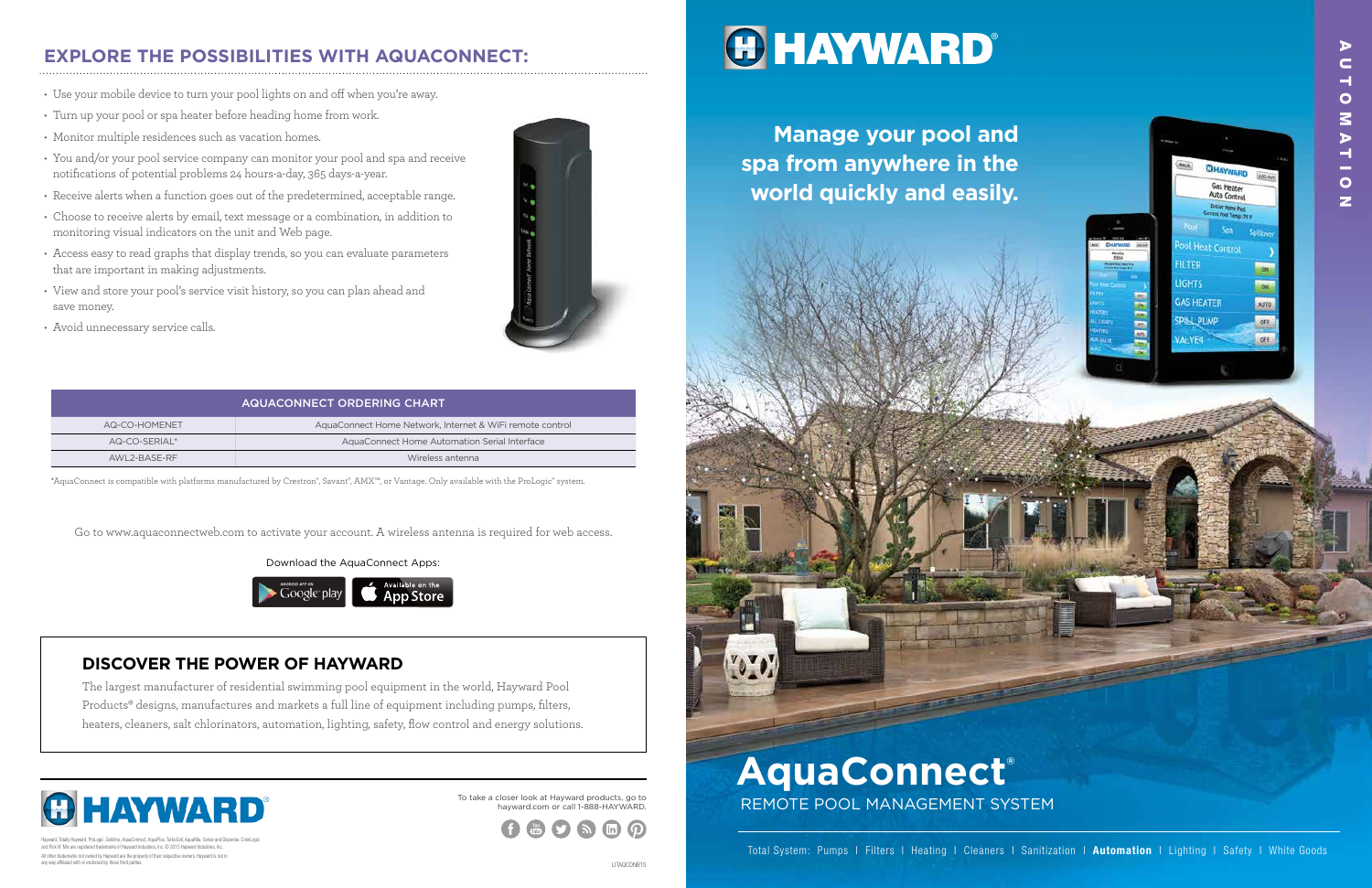## EXPLORE THE POSSIBILITIES WITH AQUACONNECT:

- Use your mobile device to turn your pool lights on and off when you're away.
- Turn up your pool or spa heater before heading home from work.
- Monitor multiple residences such as vacation homes.
- You and/or your pool service company can monitor your pool and spa and receive notifications of potential problems 24 hours-a-day, 365 days-a-year.
- Receive alerts when a function goes out of the predetermined, acceptable range.
- Choose to receive alerts by email, text message or a combination, in addition to monitoring visual indicators on the unit and Web page.
- Access easy to read graphs that display trends, so you can evaluate parameters that are important in making adjustments.
- View and store your pool's service visit history, so you can plan ahead and save money.
- Avoid unnecessary service calls.

| AQUACONNECT ORDERING CHART | |
|---|---|
| AQ-CO-HOMENET | AquaConnect Home Network, Internet & WiFi remote control |
| AQ-CO-SERIAL* | AquaConnect Home Automation Serial Interface |
| AWL2-BASE-RF | Wireless antenna |

*AquaConnect is compatible with platforms manufactured by Crestron®, Savant®, AMX™, or Vantage. Only available with the ProLogic® system.

Go to www.aquaconnectweb.com to activate your account. A wireless antenna is required for web access.

Download the AquaConnect Apps:

ANDROID APP ON Google play | Available on the App Store

## DISCOVER THE POWER OF HAYWARD

The largest manufacturer of residential swimming pool equipment in the world, Hayward Pool Products® designs, manufactures and markets a full line of equipment including pumps, filters, heaters, cleaners, salt chlorinators, automation, lighting, safety, flow control and energy solutions.

HAYWARD®

Hayward, Totally Hayward, ProLogic, Goldline, AquaConnect, AquaPlus, TurboCell, AquaRite, Sense and Dispense, ColorLogic and Pick N' Mix are registered trademarks of Hayward Industries, Inc. © 2015 Hayward Industries, Inc.
All other trademarks not owned by Hayward are the property of their respective owners. Hayward is not in any way affiliated with or endorsed by those third parties.

To take a closer look at Hayward products, go to hayward.com or call 1-888-HAYWARD.

LITAQCONB15

# HAYWARD®

AUTOMATION

**Manage your pool and spa from anywhere in the world quickly and easily.**

# AquaConnect®

REMOTE POOL MANAGEMENT SYSTEM

Total System: Pumps | Filters | Heating | Cleaners | Sanitization | **Automation** | Lighting | Safety | White Goods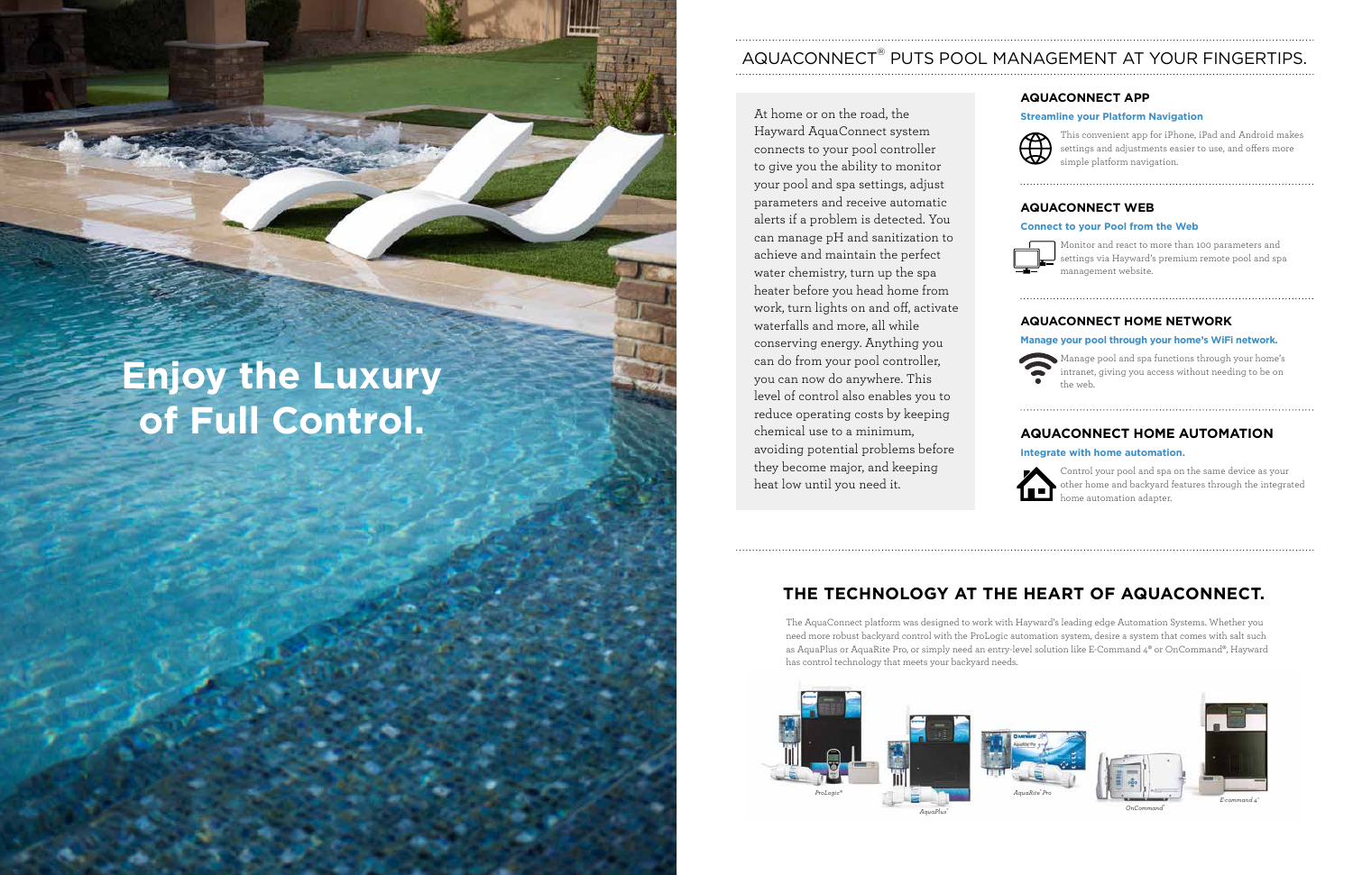# Enjoy the Luxury of Full Control.

## AQUACONNECT® PUTS POOL MANAGEMENT AT YOUR FINGERTIPS.

At home or on the road, the Hayward AquaConnect system connects to your pool controller to give you the ability to monitor your pool and spa settings, adjust parameters and receive automatic alerts if a problem is detected. You can manage pH and sanitization to achieve and maintain the perfect water chemistry, turn up the spa heater before you head home from work, turn lights on and off, activate waterfalls and more, all while conserving energy. Anything you can do from your pool controller, you can now do anywhere. This level of control also enables you to reduce operating costs by keeping chemical use to a minimum, avoiding potential problems before they become major, and keeping heat low until you need it.

### AQUACONNECT APP

**Streamline your Platform Navigation**

This convenient app for iPhone, iPad and Android makes settings and adjustments easier to use, and offers more simple platform navigation.

### AQUACONNECT WEB

**Connect to your Pool from the Web**

Monitor and react to more than 100 parameters and settings via Hayward's premium remote pool and spa management website.

### AQUACONNECT HOME NETWORK

**Manage your pool through your home's WiFi network.**

Manage pool and spa functions through your home's intranet, giving you access without needing to be on the web.

### AQUACONNECT HOME AUTOMATION

**Integrate with home automation.**

Control your pool and spa on the same device as your other home and backyard features through the integrated home automation adapter.

## THE TECHNOLOGY AT THE HEART OF AQUACONNECT.

The AquaConnect platform was designed to work with Hayward's leading edge Automation Systems. Whether you need more robust backyard control with the ProLogic automation system, desire a system that comes with salt such as AquaPlus or AquaRite Pro, or simply need an entry-level solution like E-Command 4® or OnCommand®, Hayward has control technology that meets your backyard needs.

ProLogic®

AquaPlus®

AquaRite® Pro

OnCommand®

E-command 4®